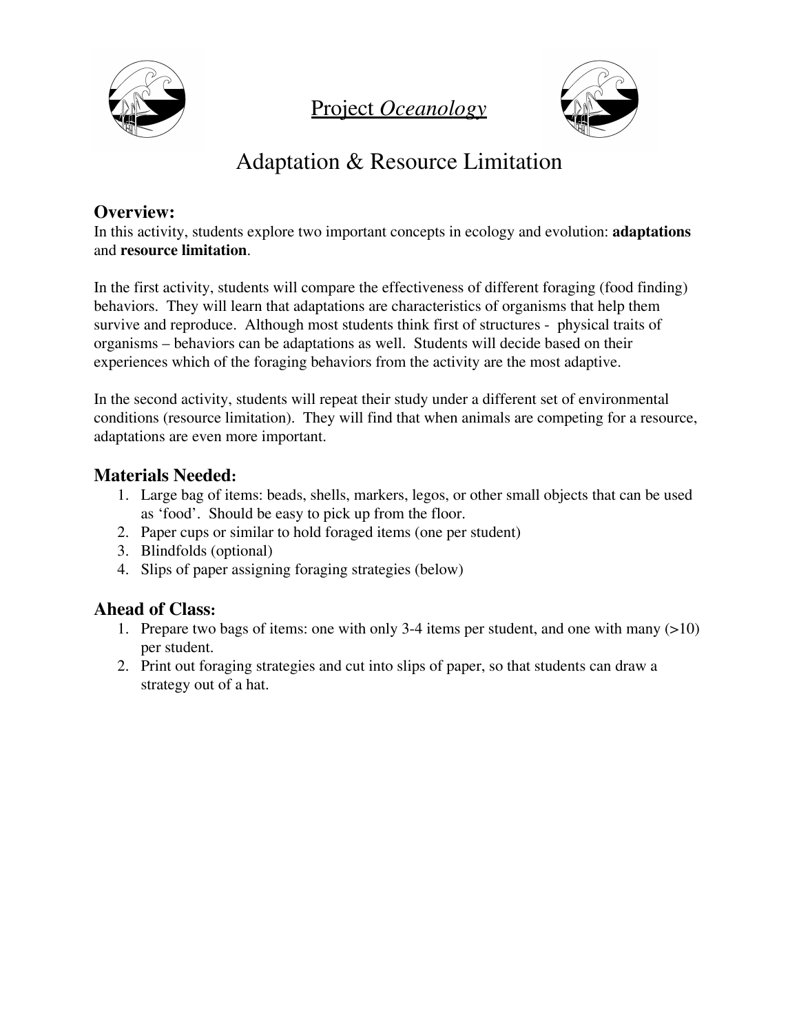Project *Oceanology*

# Adaptation & Resource Limitation

## Overview:

In this activity, students explore two important concepts in ecology and evolution: **adaptations** and **resource limitation**.

In the first activity, students will compare the effectiveness of different foraging (food finding) behaviors. They will learn that adaptations are characteristics of organisms that help them survive and reproduce. Although most students think first of structures - physical traits of organisms – behaviors can be adaptations as well. Students will decide based on their experiences which of the foraging behaviors from the activity are the most adaptive.

In the second activity, students will repeat their study under a different set of environmental conditions (resource limitation). They will find that when animals are competing for a resource, adaptations are even more important.

## Materials Needed:

1. Large bag of items: beads, shells, markers, legos, or other small objects that can be used as 'food'. Should be easy to pick up from the floor.
2. Paper cups or similar to hold foraged items (one per student)
3. Blindfolds (optional)
4. Slips of paper assigning foraging strategies (below)

## Ahead of Class:

1. Prepare two bags of items: one with only 3-4 items per student, and one with many (>10) per student.
2. Print out foraging strategies and cut into slips of paper, so that students can draw a strategy out of a hat.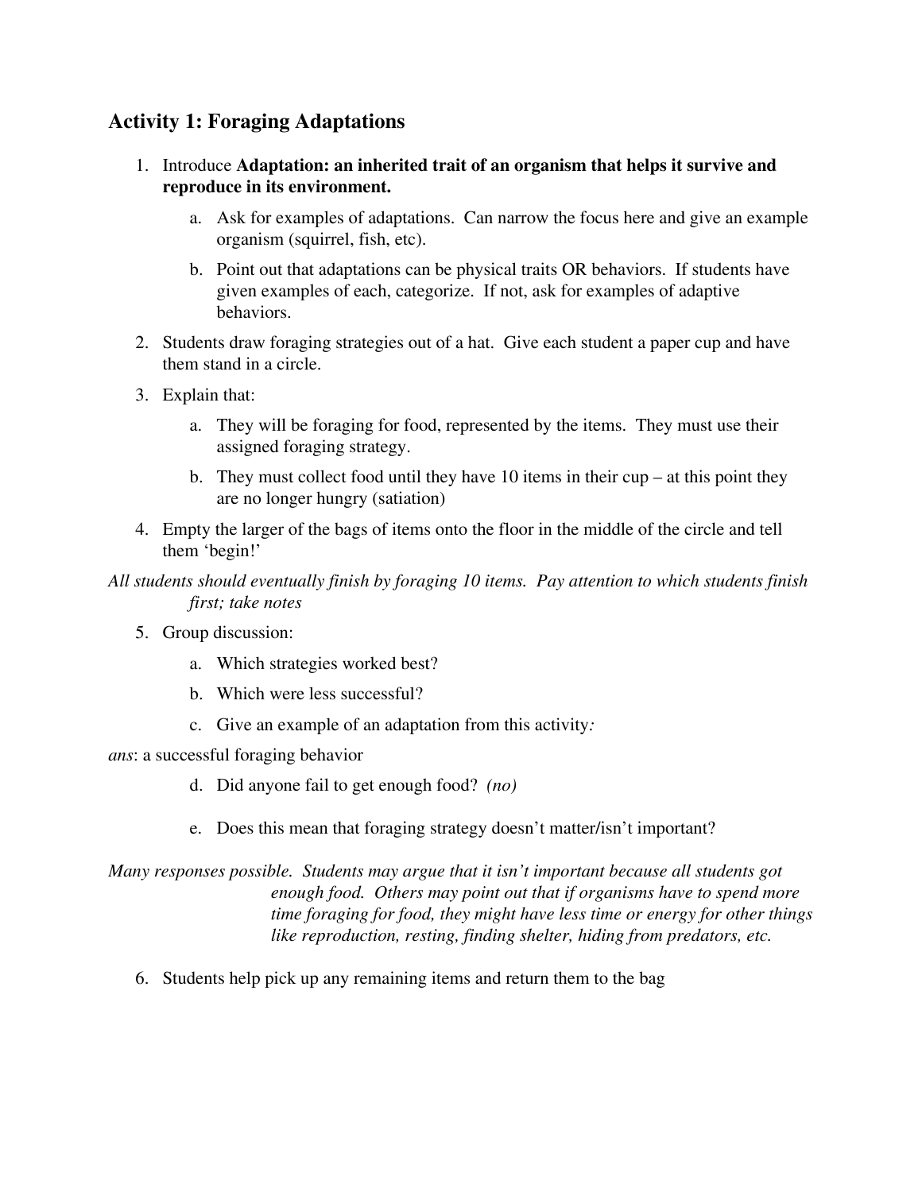## Activity 1: Foraging Adaptations

1. Introduce **Adaptation: an inherited trait of an organism that helps it survive and reproduce in its environment.**
   a. Ask for examples of adaptations. Can narrow the focus here and give an example organism (squirrel, fish, etc).
   b. Point out that adaptations can be physical traits OR behaviors. If students have given examples of each, categorize. If not, ask for examples of adaptive behaviors.
2. Students draw foraging strategies out of a hat. Give each student a paper cup and have them stand in a circle.
3. Explain that:
   a. They will be foraging for food, represented by the items. They must use their assigned foraging strategy.
   b. They must collect food until they have 10 items in their cup – at this point they are no longer hungry (satiation)
4. Empty the larger of the bags of items onto the floor in the middle of the circle and tell them 'begin!'

*All students should eventually finish by foraging 10 items. Pay attention to which students finish first; take notes*

5. Group discussion:
   a. Which strategies worked best?
   b. Which were less successful?
   c. Give an example of an adaptation from this activity*:*

*ans*: a successful foraging behavior

   d. Did anyone fail to get enough food? *(no)*
   e. Does this mean that foraging strategy doesn't matter/isn't important?

*Many responses possible. Students may argue that it isn't important because all students got enough food. Others may point out that if organisms have to spend more time foraging for food, they might have less time or energy for other things like reproduction, resting, finding shelter, hiding from predators, etc.*

6. Students help pick up any remaining items and return them to the bag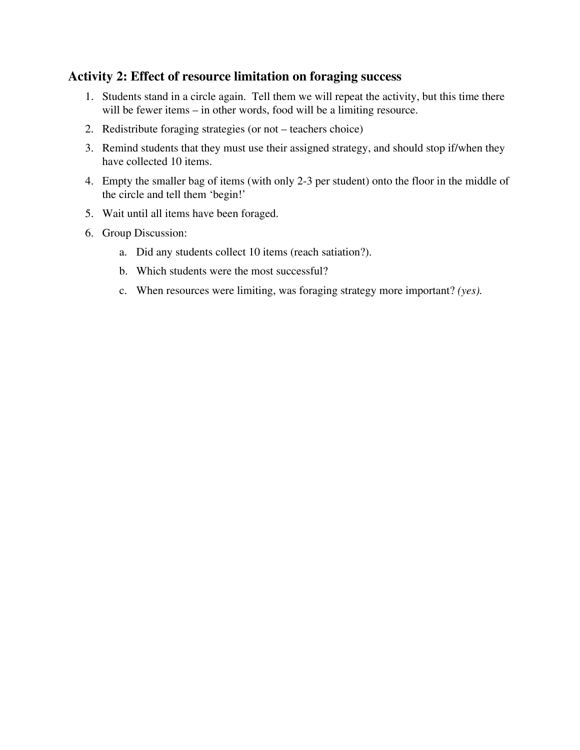### Activity 2: Effect of resource limitation on foraging success

1. Students stand in a circle again. Tell them we will repeat the activity, but this time there will be fewer items – in other words, food will be a limiting resource.
2. Redistribute foraging strategies (or not – teachers choice)
3. Remind students that they must use their assigned strategy, and should stop if/when they have collected 10 items.
4. Empty the smaller bag of items (with only 2-3 per student) onto the floor in the middle of the circle and tell them 'begin!'
5. Wait until all items have been foraged.
6. Group Discussion:
   a. Did any students collect 10 items (reach satiation?).
   b. Which students were the most successful?
   c. When resources were limiting, was foraging strategy more important? *(yes).*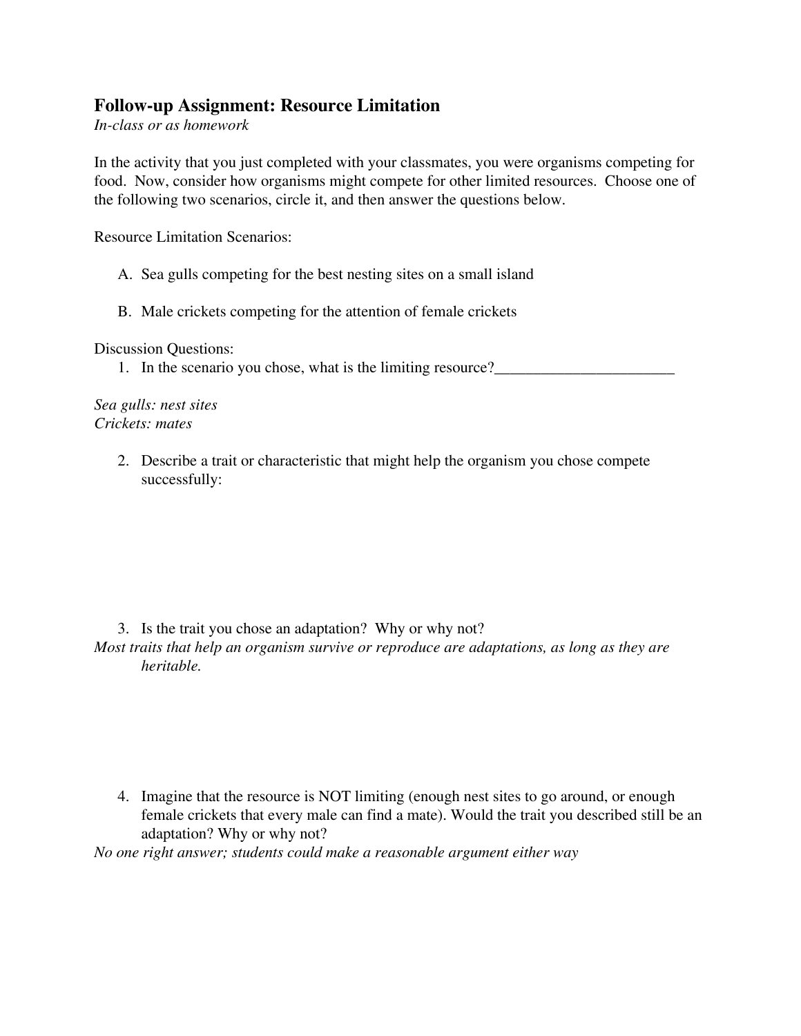## Follow-up Assignment: Resource Limitation

*In-class or as homework*

In the activity that you just completed with your classmates, you were organisms competing for food. Now, consider how organisms might compete for other limited resources. Choose one of the following two scenarios, circle it, and then answer the questions below.

Resource Limitation Scenarios:

A. Sea gulls competing for the best nesting sites on a small island

B. Male crickets competing for the attention of female crickets

Discussion Questions:

1. In the scenario you chose, what is the limiting resource?_______________________

*Sea gulls: nest sites*
*Crickets: mates*

2. Describe a trait or characteristic that might help the organism you chose compete successfully:

3. Is the trait you chose an adaptation? Why or why not?

*Most traits that help an organism survive or reproduce are adaptations, as long as they are heritable.*

4. Imagine that the resource is NOT limiting (enough nest sites to go around, or enough female crickets that every male can find a mate). Would the trait you described still be an adaptation? Why or why not?

*No one right answer; students could make a reasonable argument either way*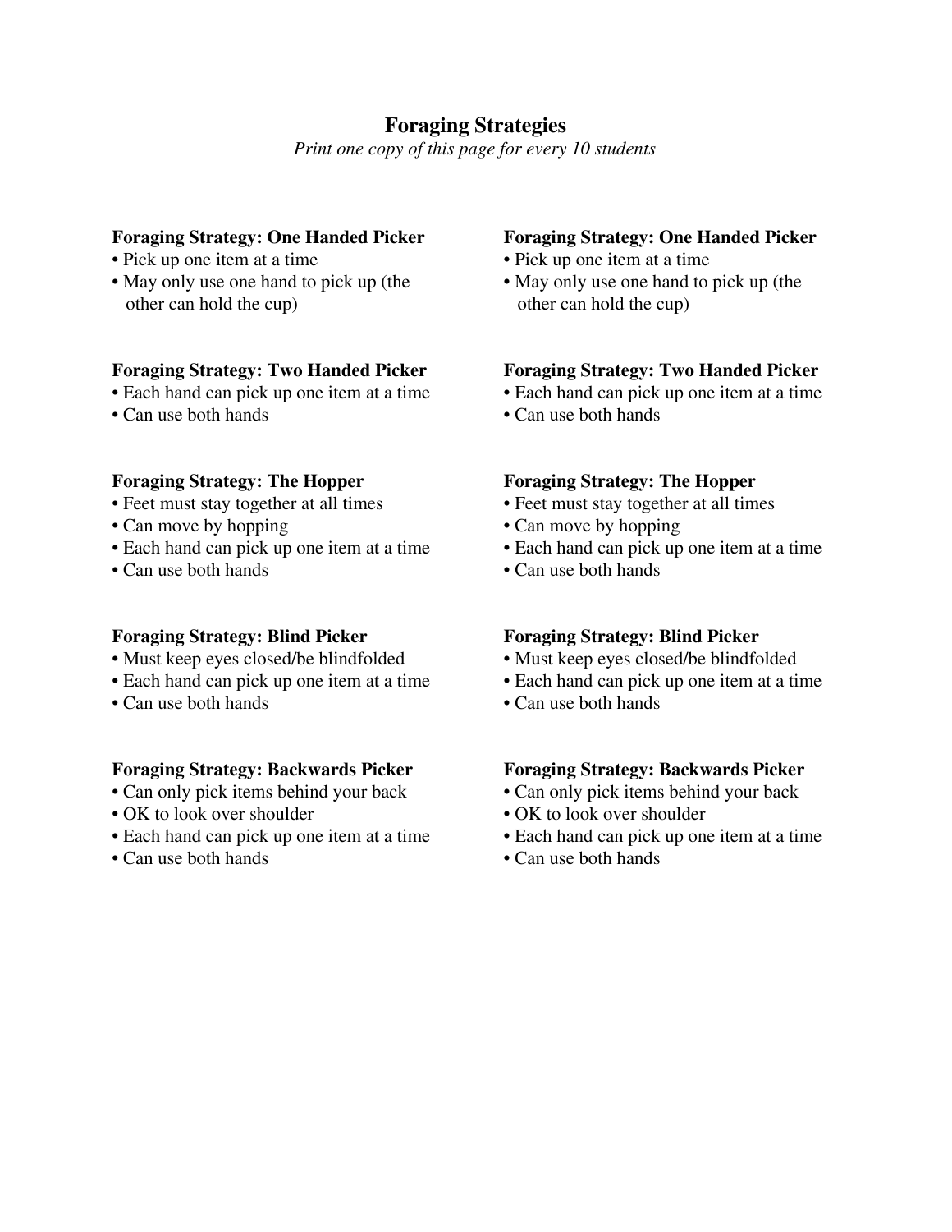## Foraging Strategies

*Print one copy of this page for every 10 students*

**Foraging Strategy: One Handed Picker**
- Pick up one item at a time
- May only use one hand to pick up (the other can hold the cup)

**Foraging Strategy: One Handed Picker**
- Pick up one item at a time
- May only use one hand to pick up (the other can hold the cup)

**Foraging Strategy: Two Handed Picker**
- Each hand can pick up one item at a time
- Can use both hands

**Foraging Strategy: Two Handed Picker**
- Each hand can pick up one item at a time
- Can use both hands

**Foraging Strategy: The Hopper**
- Feet must stay together at all times
- Can move by hopping
- Each hand can pick up one item at a time
- Can use both hands

**Foraging Strategy: The Hopper**
- Feet must stay together at all times
- Can move by hopping
- Each hand can pick up one item at a time
- Can use both hands

**Foraging Strategy: Blind Picker**
- Must keep eyes closed/be blindfolded
- Each hand can pick up one item at a time
- Can use both hands

**Foraging Strategy: Blind Picker**
- Must keep eyes closed/be blindfolded
- Each hand can pick up one item at a time
- Can use both hands

**Foraging Strategy: Backwards Picker**
- Can only pick items behind your back
- OK to look over shoulder
- Each hand can pick up one item at a time
- Can use both hands

**Foraging Strategy: Backwards Picker**
- Can only pick items behind your back
- OK to look over shoulder
- Each hand can pick up one item at a time
- Can use both hands